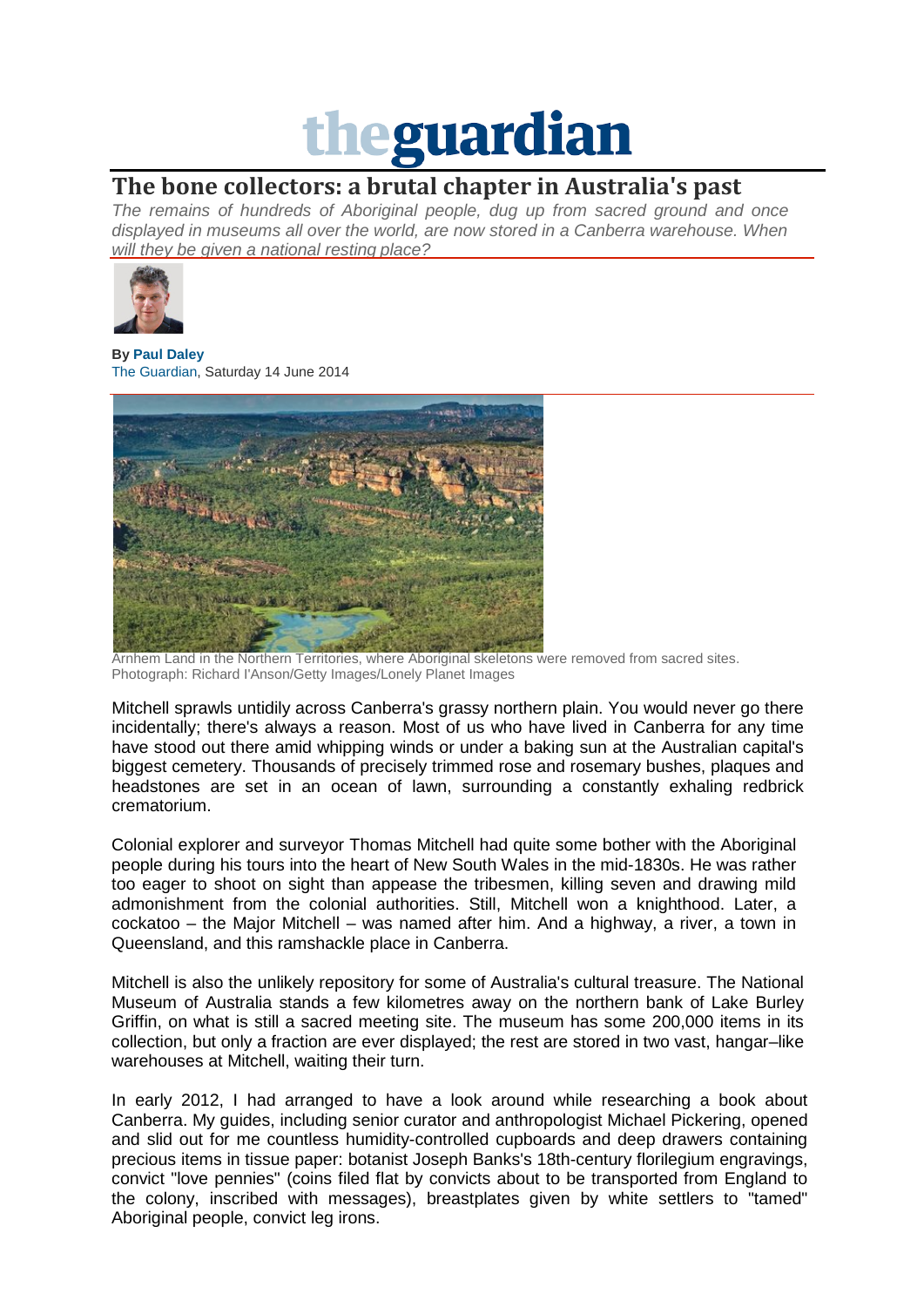# theguardian

## The bone collectors: a brutal chapter in Australia's past

*The remains of hundreds of Aboriginal people, dug up from sacred ground and once displayed in museums all over the world, are now stored in a Canberra warehouse. When will they be given a national resting place?*

**By Paul Daley**
The Guardian, Saturday 14 June 2014

Arnhem Land in the Northern Territories, where Aboriginal skeletons were removed from sacred sites. Photograph: Richard I'Anson/Getty Images/Lonely Planet Images

Mitchell sprawls untidily across Canberra's grassy northern plain. You would never go there incidentally; there's always a reason. Most of us who have lived in Canberra for any time have stood out there amid whipping winds or under a baking sun at the Australian capital's biggest cemetery. Thousands of precisely trimmed rose and rosemary bushes, plaques and headstones are set in an ocean of lawn, surrounding a constantly exhaling redbrick crematorium.

Colonial explorer and surveyor Thomas Mitchell had quite some bother with the Aboriginal people during his tours into the heart of New South Wales in the mid-1830s. He was rather too eager to shoot on sight than appease the tribesmen, killing seven and drawing mild admonishment from the colonial authorities. Still, Mitchell won a knighthood. Later, a cockatoo – the Major Mitchell – was named after him. And a highway, a river, a town in Queensland, and this ramshackle place in Canberra.

Mitchell is also the unlikely repository for some of Australia's cultural treasure. The National Museum of Australia stands a few kilometres away on the northern bank of Lake Burley Griffin, on what is still a sacred meeting site. The museum has some 200,000 items in its collection, but only a fraction are ever displayed; the rest are stored in two vast, hangar–like warehouses at Mitchell, waiting their turn.

In early 2012, I had arranged to have a look around while researching a book about Canberra. My guides, including senior curator and anthropologist Michael Pickering, opened and slid out for me countless humidity-controlled cupboards and deep drawers containing precious items in tissue paper: botanist Joseph Banks's 18th-century florilegium engravings, convict "love pennies" (coins filed flat by convicts about to be transported from England to the colony, inscribed with messages), breastplates given by white settlers to "tamed" Aboriginal people, convict leg irons.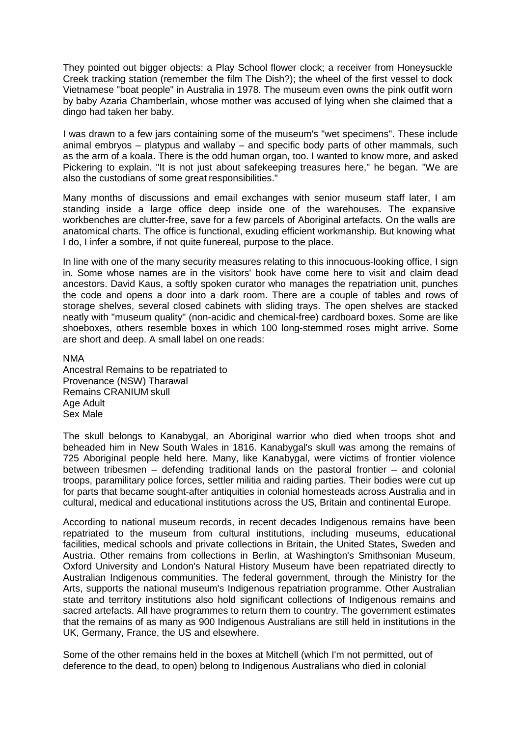They pointed out bigger objects: a Play School flower clock; a receiver from Honeysuckle Creek tracking station (remember the film The Dish?); the wheel of the first vessel to dock Vietnamese "boat people" in Australia in 1978. The museum even owns the pink outfit worn by baby Azaria Chamberlain, whose mother was accused of lying when she claimed that a dingo had taken her baby.

I was drawn to a few jars containing some of the museum's "wet specimens". These include animal embryos – platypus and wallaby – and specific body parts of other mammals, such as the arm of a koala. There is the odd human organ, too. I wanted to know more, and asked Pickering to explain. "It is not just about safekeeping treasures here," he began. "We are also the custodians of some great responsibilities."

Many months of discussions and email exchanges with senior museum staff later, I am standing inside a large office deep inside one of the warehouses. The expansive workbenches are clutter-free, save for a few parcels of Aboriginal artefacts. On the walls are anatomical charts. The office is functional, exuding efficient workmanship. But knowing what I do, I infer a sombre, if not quite funereal, purpose to the place.

In line with one of the many security measures relating to this innocuous-looking office, I sign in. Some whose names are in the visitors' book have come here to visit and claim dead ancestors. David Kaus, a softly spoken curator who manages the repatriation unit, punches the code and opens a door into a dark room. There are a couple of tables and rows of storage shelves, several closed cabinets with sliding trays. The open shelves are stacked neatly with "museum quality" (non-acidic and chemical-free) cardboard boxes. Some are like shoeboxes, others resemble boxes in which 100 long-stemmed roses might arrive. Some are short and deep. A small label on one reads:

NMA  
Ancestral Remains to be repatriated to  
Provenance (NSW) Tharawal  
Remains CRANIUM skull  
Age Adult  
Sex Male

The skull belongs to Kanabygal, an Aboriginal warrior who died when troops shot and beheaded him in New South Wales in 1816. Kanabygal's skull was among the remains of 725 Aboriginal people held here. Many, like Kanabygal, were victims of frontier violence between tribesmen – defending traditional lands on the pastoral frontier – and colonial troops, paramilitary police forces, settler militia and raiding parties. Their bodies were cut up for parts that became sought-after antiquities in colonial homesteads across Australia and in cultural, medical and educational institutions across the US, Britain and continental Europe.

According to national museum records, in recent decades Indigenous remains have been repatriated to the museum from cultural institutions, including museums, educational facilities, medical schools and private collections in Britain, the United States, Sweden and Austria. Other remains from collections in Berlin, at Washington's Smithsonian Museum, Oxford University and London's Natural History Museum have been repatriated directly to Australian Indigenous communities. The federal government, through the Ministry for the Arts, supports the national museum's Indigenous repatriation programme. Other Australian state and territory institutions also hold significant collections of Indigenous remains and sacred artefacts. All have programmes to return them to country. The government estimates that the remains of as many as 900 Indigenous Australians are still held in institutions in the UK, Germany, France, the US and elsewhere.

Some of the other remains held in the boxes at Mitchell (which I'm not permitted, out of deference to the dead, to open) belong to Indigenous Australians who died in colonial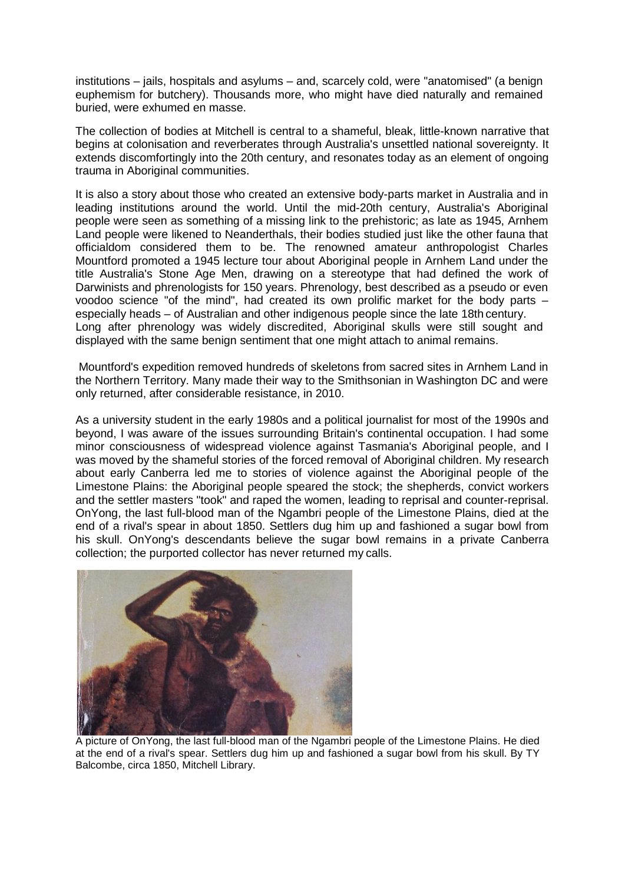institutions – jails, hospitals and asylums – and, scarcely cold, were "anatomised" (a benign euphemism for butchery). Thousands more, who might have died naturally and remained buried, were exhumed en masse.

The collection of bodies at Mitchell is central to a shameful, bleak, little-known narrative that begins at colonisation and reverberates through Australia's unsettled national sovereignty. It extends discomfortingly into the 20th century, and resonates today as an element of ongoing trauma in Aboriginal communities.

It is also a story about those who created an extensive body-parts market in Australia and in leading institutions around the world. Until the mid-20th century, Australia's Aboriginal people were seen as something of a missing link to the prehistoric; as late as 1945, Arnhem Land people were likened to Neanderthals, their bodies studied just like the other fauna that officialdom considered them to be. The renowned amateur anthropologist Charles Mountford promoted a 1945 lecture tour about Aboriginal people in Arnhem Land under the title Australia's Stone Age Men, drawing on a stereotype that had defined the work of Darwinists and phrenologists for 150 years. Phrenology, best described as a pseudo or even voodoo science "of the mind", had created its own prolific market for the body parts – especially heads – of Australian and other indigenous people since the late 18th century. Long after phrenology was widely discredited, Aboriginal skulls were still sought and displayed with the same benign sentiment that one might attach to animal remains.

Mountford's expedition removed hundreds of skeletons from sacred sites in Arnhem Land in the Northern Territory. Many made their way to the Smithsonian in Washington DC and were only returned, after considerable resistance, in 2010.

As a university student in the early 1980s and a political journalist for most of the 1990s and beyond, I was aware of the issues surrounding Britain's continental occupation. I had some minor consciousness of widespread violence against Tasmania's Aboriginal people, and I was moved by the shameful stories of the forced removal of Aboriginal children. My research about early Canberra led me to stories of violence against the Aboriginal people of the Limestone Plains: the Aboriginal people speared the stock; the shepherds, convict workers and the settler masters "took" and raped the women, leading to reprisal and counter-reprisal. OnYong, the last full-blood man of the Ngambri people of the Limestone Plains, died at the end of a rival's spear in about 1850. Settlers dug him up and fashioned a sugar bowl from his skull. OnYong's descendants believe the sugar bowl remains in a private Canberra collection; the purported collector has never returned my calls.

A picture of OnYong, the last full-blood man of the Ngambri people of the Limestone Plains. He died at the end of a rival's spear. Settlers dug him up and fashioned a sugar bowl from his skull. By TY Balcombe, circa 1850, Mitchell Library.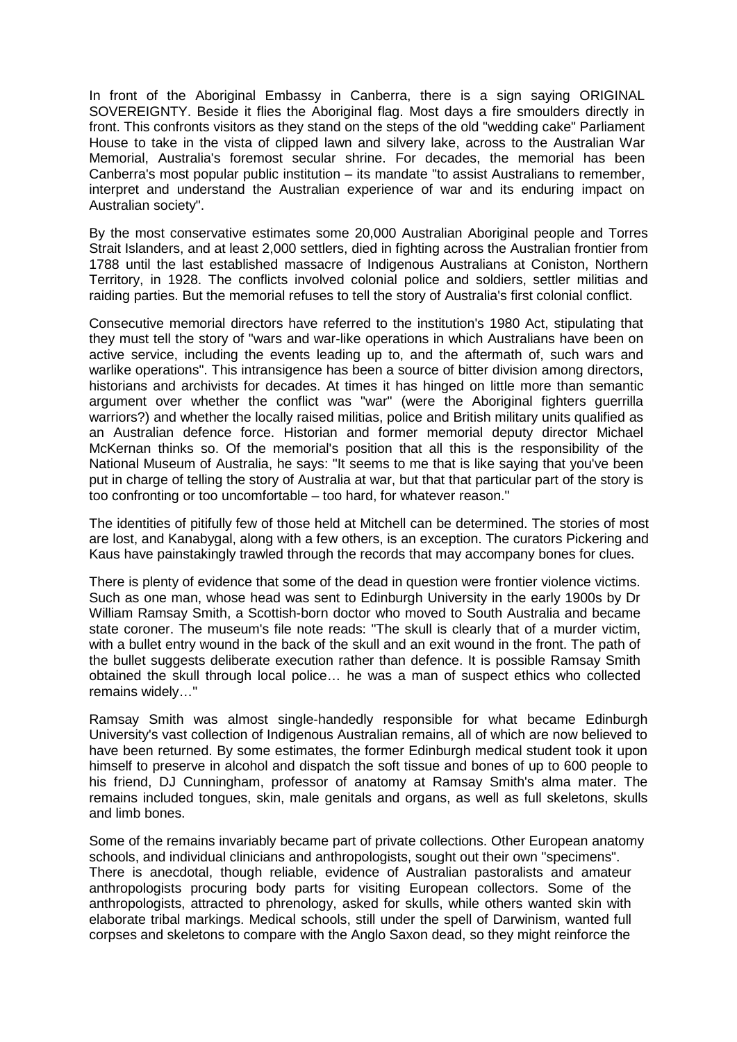In front of the Aboriginal Embassy in Canberra, there is a sign saying ORIGINAL SOVEREIGNTY. Beside it flies the Aboriginal flag. Most days a fire smoulders directly in front. This confronts visitors as they stand on the steps of the old "wedding cake" Parliament House to take in the vista of clipped lawn and silvery lake, across to the Australian War Memorial, Australia's foremost secular shrine. For decades, the memorial has been Canberra's most popular public institution – its mandate "to assist Australians to remember, interpret and understand the Australian experience of war and its enduring impact on Australian society".

By the most conservative estimates some 20,000 Australian Aboriginal people and Torres Strait Islanders, and at least 2,000 settlers, died in fighting across the Australian frontier from 1788 until the last established massacre of Indigenous Australians at Coniston, Northern Territory, in 1928. The conflicts involved colonial police and soldiers, settler militias and raiding parties. But the memorial refuses to tell the story of Australia's first colonial conflict.

Consecutive memorial directors have referred to the institution's 1980 Act, stipulating that they must tell the story of "wars and war-like operations in which Australians have been on active service, including the events leading up to, and the aftermath of, such wars and warlike operations". This intransigence has been a source of bitter division among directors, historians and archivists for decades. At times it has hinged on little more than semantic argument over whether the conflict was "war" (were the Aboriginal fighters guerrilla warriors?) and whether the locally raised militias, police and British military units qualified as an Australian defence force. Historian and former memorial deputy director Michael McKernan thinks so. Of the memorial's position that all this is the responsibility of the National Museum of Australia, he says: "It seems to me that is like saying that you've been put in charge of telling the story of Australia at war, but that that particular part of the story is too confronting or too uncomfortable – too hard, for whatever reason."

The identities of pitifully few of those held at Mitchell can be determined. The stories of most are lost, and Kanabygal, along with a few others, is an exception. The curators Pickering and Kaus have painstakingly trawled through the records that may accompany bones for clues.

There is plenty of evidence that some of the dead in question were frontier violence victims. Such as one man, whose head was sent to Edinburgh University in the early 1900s by Dr William Ramsay Smith, a Scottish-born doctor who moved to South Australia and became state coroner. The museum's file note reads: "The skull is clearly that of a murder victim, with a bullet entry wound in the back of the skull and an exit wound in the front. The path of the bullet suggests deliberate execution rather than defence. It is possible Ramsay Smith obtained the skull through local police… he was a man of suspect ethics who collected remains widely…"

Ramsay Smith was almost single-handedly responsible for what became Edinburgh University's vast collection of Indigenous Australian remains, all of which are now believed to have been returned. By some estimates, the former Edinburgh medical student took it upon himself to preserve in alcohol and dispatch the soft tissue and bones of up to 600 people to his friend, DJ Cunningham, professor of anatomy at Ramsay Smith's alma mater. The remains included tongues, skin, male genitals and organs, as well as full skeletons, skulls and limb bones.

Some of the remains invariably became part of private collections. Other European anatomy schools, and individual clinicians and anthropologists, sought out their own "specimens". There is anecdotal, though reliable, evidence of Australian pastoralists and amateur anthropologists procuring body parts for visiting European collectors. Some of the anthropologists, attracted to phrenology, asked for skulls, while others wanted skin with elaborate tribal markings. Medical schools, still under the spell of Darwinism, wanted full corpses and skeletons to compare with the Anglo Saxon dead, so they might reinforce the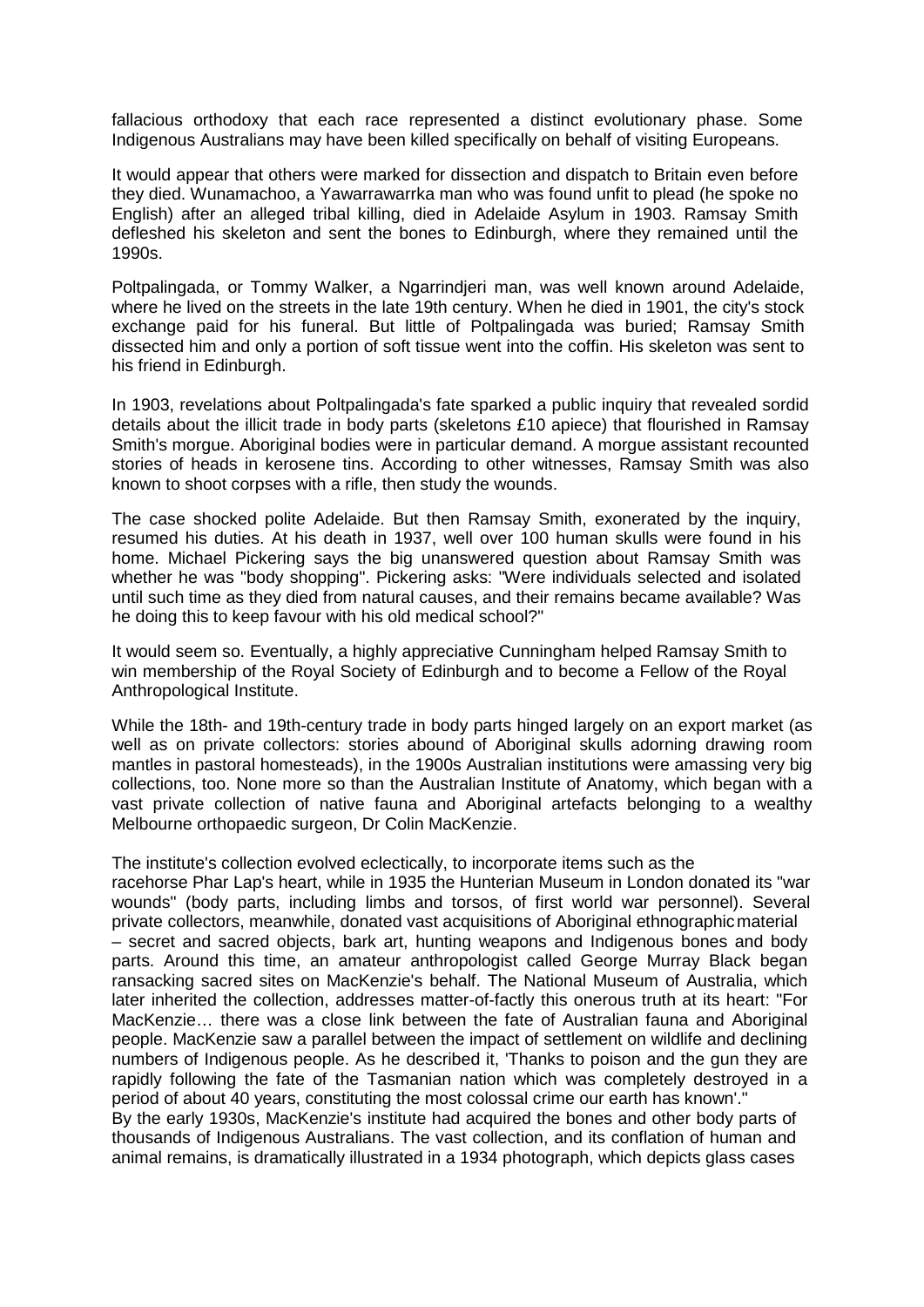fallacious orthodoxy that each race represented a distinct evolutionary phase. Some Indigenous Australians may have been killed specifically on behalf of visiting Europeans.

It would appear that others were marked for dissection and dispatch to Britain even before they died. Wunamachoo, a Yawarrawarrka man who was found unfit to plead (he spoke no English) after an alleged tribal killing, died in Adelaide Asylum in 1903. Ramsay Smith defleshed his skeleton and sent the bones to Edinburgh, where they remained until the 1990s.

Poltpalingada, or Tommy Walker, a Ngarrindjeri man, was well known around Adelaide, where he lived on the streets in the late 19th century. When he died in 1901, the city's stock exchange paid for his funeral. But little of Poltpalingada was buried; Ramsay Smith dissected him and only a portion of soft tissue went into the coffin. His skeleton was sent to his friend in Edinburgh.

In 1903, revelations about Poltpalingada's fate sparked a public inquiry that revealed sordid details about the illicit trade in body parts (skeletons £10 apiece) that flourished in Ramsay Smith's morgue. Aboriginal bodies were in particular demand. A morgue assistant recounted stories of heads in kerosene tins. According to other witnesses, Ramsay Smith was also known to shoot corpses with a rifle, then study the wounds.

The case shocked polite Adelaide. But then Ramsay Smith, exonerated by the inquiry, resumed his duties. At his death in 1937, well over 100 human skulls were found in his home. Michael Pickering says the big unanswered question about Ramsay Smith was whether he was "body shopping". Pickering asks: "Were individuals selected and isolated until such time as they died from natural causes, and their remains became available? Was he doing this to keep favour with his old medical school?"

It would seem so. Eventually, a highly appreciative Cunningham helped Ramsay Smith to win membership of the Royal Society of Edinburgh and to become a Fellow of the Royal Anthropological Institute.

While the 18th- and 19th-century trade in body parts hinged largely on an export market (as well as on private collectors: stories abound of Aboriginal skulls adorning drawing room mantles in pastoral homesteads), in the 1900s Australian institutions were amassing very big collections, too. None more so than the Australian Institute of Anatomy, which began with a vast private collection of native fauna and Aboriginal artefacts belonging to a wealthy Melbourne orthopaedic surgeon, Dr Colin MacKenzie.

The institute's collection evolved eclectically, to incorporate items such as the racehorse Phar Lap's heart, while in 1935 the Hunterian Museum in London donated its "war wounds" (body parts, including limbs and torsos, of first world war personnel). Several private collectors, meanwhile, donated vast acquisitions of Aboriginal ethnographic material – secret and sacred objects, bark art, hunting weapons and Indigenous bones and body parts. Around this time, an amateur anthropologist called George Murray Black began ransacking sacred sites on MacKenzie's behalf. The National Museum of Australia, which later inherited the collection, addresses matter-of-factly this onerous truth at its heart: "For MacKenzie… there was a close link between the fate of Australian fauna and Aboriginal people. MacKenzie saw a parallel between the impact of settlement on wildlife and declining numbers of Indigenous people. As he described it, 'Thanks to poison and the gun they are rapidly following the fate of the Tasmanian nation which was completely destroyed in a period of about 40 years, constituting the most colossal crime our earth has known'."

By the early 1930s, MacKenzie's institute had acquired the bones and other body parts of thousands of Indigenous Australians. The vast collection, and its conflation of human and animal remains, is dramatically illustrated in a 1934 photograph, which depicts glass cases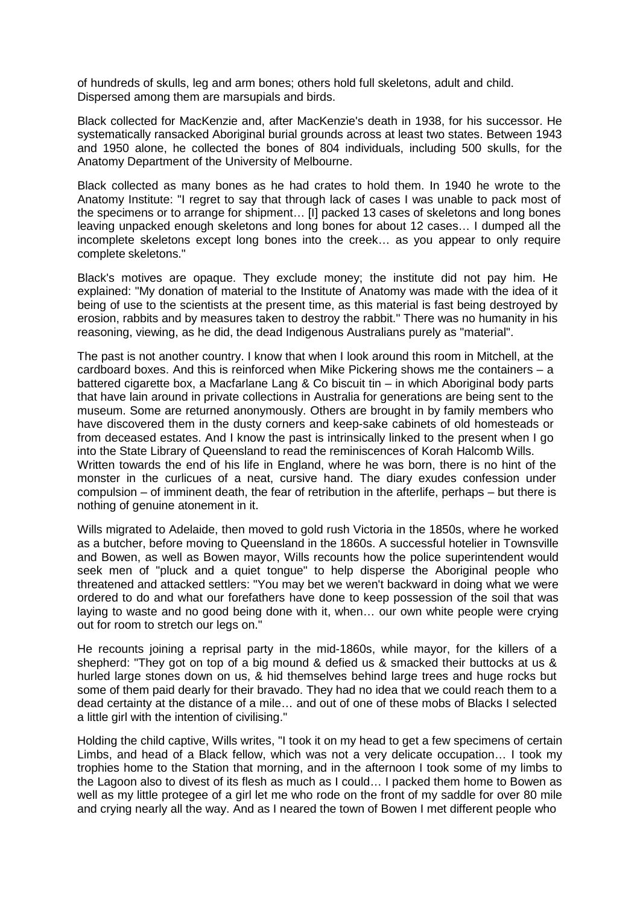of hundreds of skulls, leg and arm bones; others hold full skeletons, adult and child. Dispersed among them are marsupials and birds.

Black collected for MacKenzie and, after MacKenzie's death in 1938, for his successor. He systematically ransacked Aboriginal burial grounds across at least two states. Between 1943 and 1950 alone, he collected the bones of 804 individuals, including 500 skulls, for the Anatomy Department of the University of Melbourne.

Black collected as many bones as he had crates to hold them. In 1940 he wrote to the Anatomy Institute: "I regret to say that through lack of cases I was unable to pack most of the specimens or to arrange for shipment… [I] packed 13 cases of skeletons and long bones leaving unpacked enough skeletons and long bones for about 12 cases… I dumped all the incomplete skeletons except long bones into the creek… as you appear to only require complete skeletons."

Black's motives are opaque. They exclude money; the institute did not pay him. He explained: "My donation of material to the Institute of Anatomy was made with the idea of it being of use to the scientists at the present time, as this material is fast being destroyed by erosion, rabbits and by measures taken to destroy the rabbit." There was no humanity in his reasoning, viewing, as he did, the dead Indigenous Australians purely as "material".

The past is not another country. I know that when I look around this room in Mitchell, at the cardboard boxes. And this is reinforced when Mike Pickering shows me the containers – a battered cigarette box, a Macfarlane Lang & Co biscuit tin – in which Aboriginal body parts that have lain around in private collections in Australia for generations are being sent to the museum. Some are returned anonymously. Others are brought in by family members who have discovered them in the dusty corners and keep-sake cabinets of old homesteads or from deceased estates. And I know the past is intrinsically linked to the present when I go into the State Library of Queensland to read the reminiscences of Korah Halcomb Wills. Written towards the end of his life in England, where he was born, there is no hint of the monster in the curlicues of a neat, cursive hand. The diary exudes confession under compulsion – of imminent death, the fear of retribution in the afterlife, perhaps – but there is nothing of genuine atonement in it.

Wills migrated to Adelaide, then moved to gold rush Victoria in the 1850s, where he worked as a butcher, before moving to Queensland in the 1860s. A successful hotelier in Townsville and Bowen, as well as Bowen mayor, Wills recounts how the police superintendent would seek men of "pluck and a quiet tongue" to help disperse the Aboriginal people who threatened and attacked settlers: "You may bet we weren't backward in doing what we were ordered to do and what our forefathers have done to keep possession of the soil that was laying to waste and no good being done with it, when… our own white people were crying out for room to stretch our legs on."

He recounts joining a reprisal party in the mid-1860s, while mayor, for the killers of a shepherd: "They got on top of a big mound & defied us & smacked their buttocks at us & hurled large stones down on us, & hid themselves behind large trees and huge rocks but some of them paid dearly for their bravado. They had no idea that we could reach them to a dead certainty at the distance of a mile… and out of one of these mobs of Blacks I selected a little girl with the intention of civilising."

Holding the child captive, Wills writes, "I took it on my head to get a few specimens of certain Limbs, and head of a Black fellow, which was not a very delicate occupation… I took my trophies home to the Station that morning, and in the afternoon I took some of my limbs to the Lagoon also to divest of its flesh as much as I could… I packed them home to Bowen as well as my little protegee of a girl let me who rode on the front of my saddle for over 80 mile and crying nearly all the way. And as I neared the town of Bowen I met different people who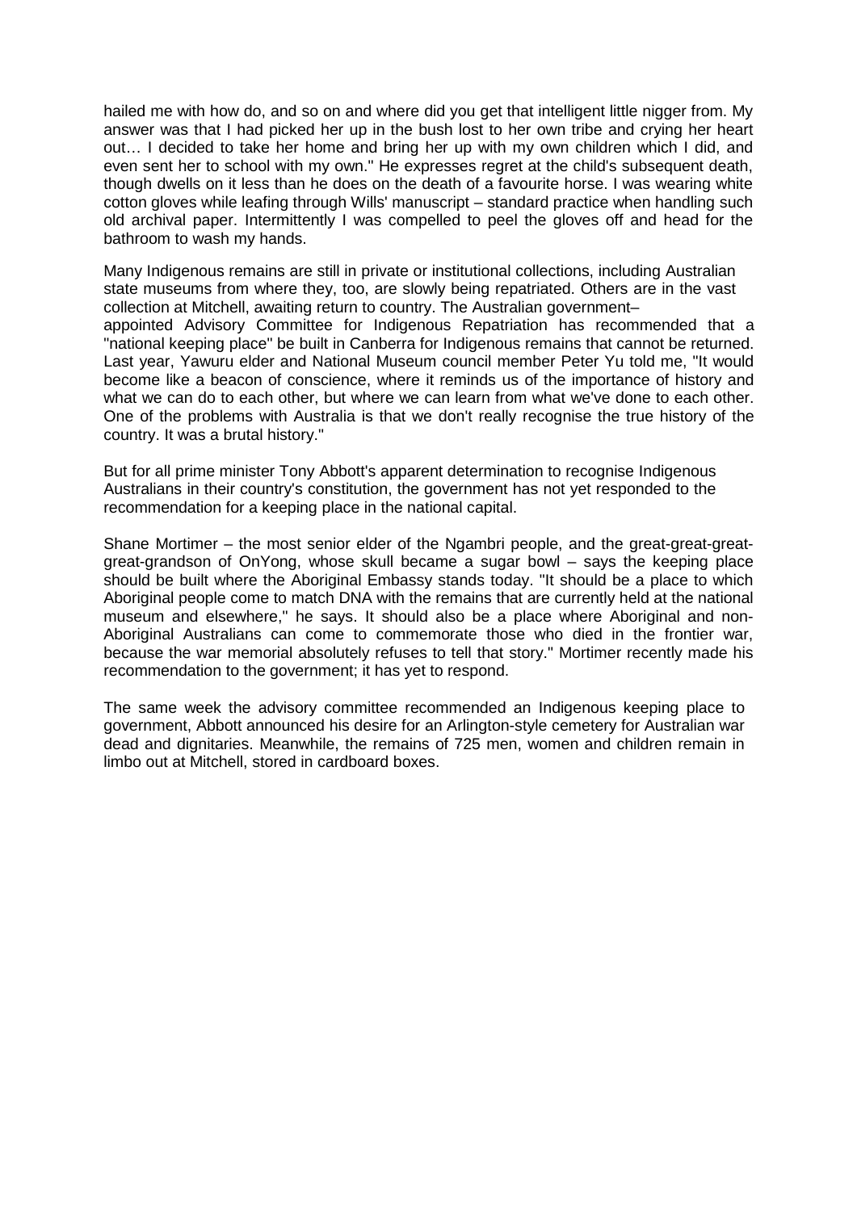hailed me with how do, and so on and where did you get that intelligent little nigger from. My answer was that I had picked her up in the bush lost to her own tribe and crying her heart out… I decided to take her home and bring her up with my own children which I did, and even sent her to school with my own." He expresses regret at the child's subsequent death, though dwells on it less than he does on the death of a favourite horse. I was wearing white cotton gloves while leafing through Wills' manuscript – standard practice when handling such old archival paper. Intermittently I was compelled to peel the gloves off and head for the bathroom to wash my hands.

Many Indigenous remains are still in private or institutional collections, including Australian state museums from where they, too, are slowly being repatriated. Others are in the vast collection at Mitchell, awaiting return to country. The Australian government–appointed Advisory Committee for Indigenous Repatriation has recommended that a "national keeping place" be built in Canberra for Indigenous remains that cannot be returned. Last year, Yawuru elder and National Museum council member Peter Yu told me, "It would become like a beacon of conscience, where it reminds us of the importance of history and what we can do to each other, but where we can learn from what we've done to each other. One of the problems with Australia is that we don't really recognise the true history of the country. It was a brutal history."

But for all prime minister Tony Abbott's apparent determination to recognise Indigenous Australians in their country's constitution, the government has not yet responded to the recommendation for a keeping place in the national capital.

Shane Mortimer – the most senior elder of the Ngambri people, and the great-great-great-great-grandson of OnYong, whose skull became a sugar bowl – says the keeping place should be built where the Aboriginal Embassy stands today. "It should be a place to which Aboriginal people come to match DNA with the remains that are currently held at the national museum and elsewhere," he says. It should also be a place where Aboriginal and non-Aboriginal Australians can come to commemorate those who died in the frontier war, because the war memorial absolutely refuses to tell that story." Mortimer recently made his recommendation to the government; it has yet to respond.

The same week the advisory committee recommended an Indigenous keeping place to government, Abbott announced his desire for an Arlington-style cemetery for Australian war dead and dignitaries. Meanwhile, the remains of 725 men, women and children remain in limbo out at Mitchell, stored in cardboard boxes.